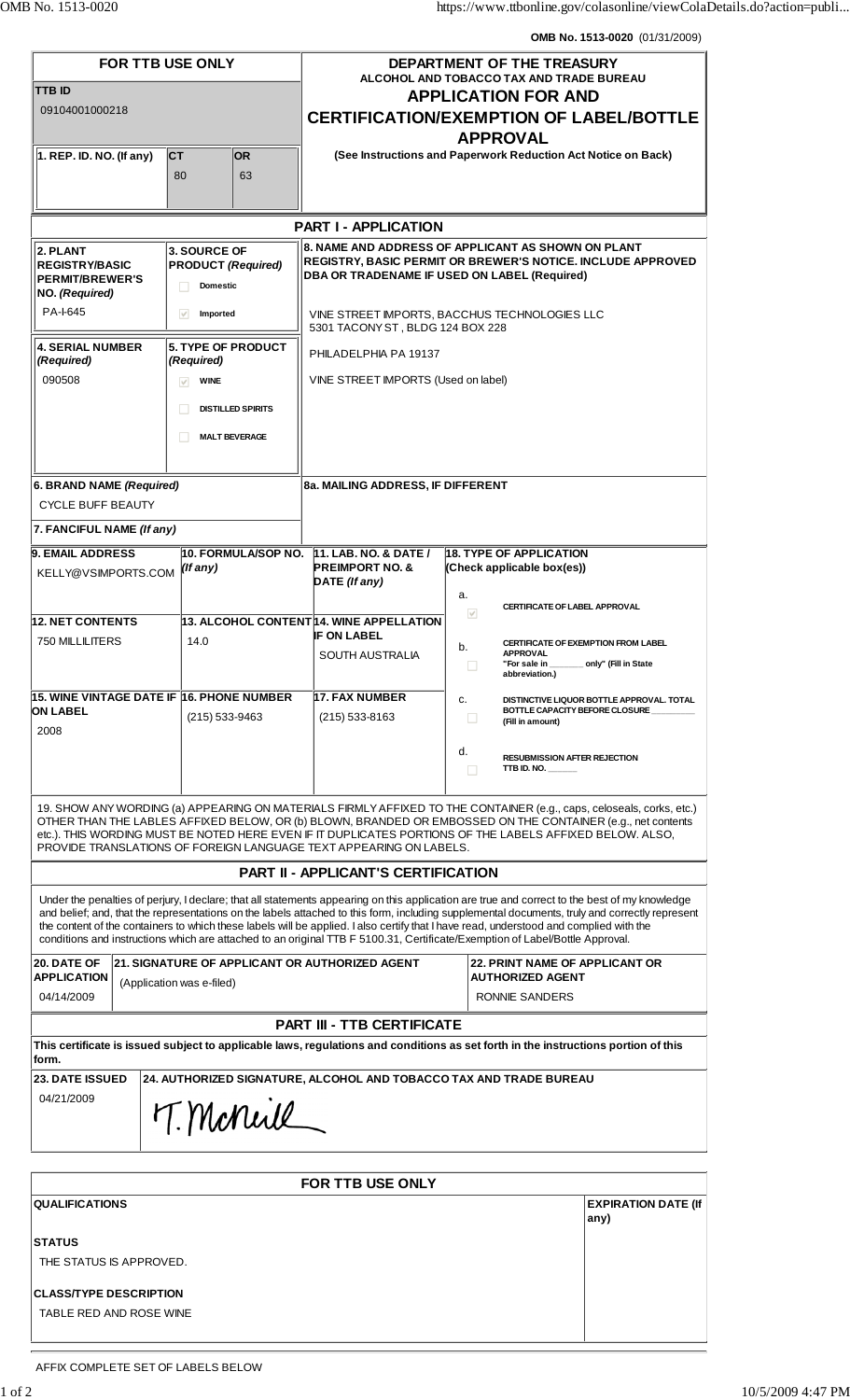**OMB No. 1513-0020** (01/31/2009)

| FOR TTB USE ONLY | | | DEPARTMENT OF THE TREASURY |
|---|---|---|---|
| **TTB ID** 09104001000218 | | | **ALCOHOL AND TOBACCO TAX AND TRADE BUREAU** |
| | | | **APPLICATION FOR AND CERTIFICATION/EXEMPTION OF LABEL/BOTTLE APPROVAL** |
| **1. REP. ID. NO. (If any)** | **CT** 80 | **OR** 63 | (See Instructions and Paperwork Reduction Act Notice on Back) |

## PART I - APPLICATION

| | |
|---|---|
| **2. PLANT REGISTRY/BASIC PERMIT/BREWER'S NO. (Required)** | PA-I-645 |
| **3. SOURCE OF PRODUCT (Required)** | ☐ Domestic ☑ Imported |
| **4. SERIAL NUMBER (Required)** | 090508 |
| **5. TYPE OF PRODUCT (Required)** | ☑ WINE ☐ DISTILLED SPIRITS ☐ MALT BEVERAGE |
| **6. BRAND NAME (Required)** | CYCLE BUFF BEAUTY |
| **7. FANCIFUL NAME (If any)** | |
| **8. NAME AND ADDRESS OF APPLICANT AS SHOWN ON PLANT REGISTRY, BASIC PERMIT OR BREWER'S NOTICE. INCLUDE APPROVED DBA OR TRADENAME IF USED ON LABEL (Required)** | VINE STREET IMPORTS, BACCHUS TECHNOLOGIES LLC<br>5301 TACONY ST , BLDG 124 BOX 228<br>PHILADELPHIA PA 19137<br>VINE STREET IMPORTS (Used on label) |
| **8a. MAILING ADDRESS, IF DIFFERENT** | |
| **9. EMAIL ADDRESS** | KELLY@VSIMPORTS.COM |
| **10. FORMULA/SOP NO. (If any)** | |
| **11. LAB. NO. & DATE / PREIMPORT NO. & DATE (If any)** | |
| **12. NET CONTENTS** | 750 MILLILITERS |
| **13. ALCOHOL CONTENT** | 14.0 |
| **14. WINE APPELLATION IF ON LABEL** | SOUTH AUSTRALIA |
| **15. WINE VINTAGE DATE IF ON LABEL** | 2008 |
| **16. PHONE NUMBER** | (215) 533-9463 |
| **17. FAX NUMBER** | (215) 533-8163 |

**18. TYPE OF APPLICATION (Check applicable box(es))**

- a. ☑ CERTIFICATE OF LABEL APPROVAL
- b. ☐ CERTIFICATE OF EXEMPTION FROM LABEL APPROVAL "For sale in _______ only" (Fill in State abbreviation.)
- c. ☐ DISTINCTIVE LIQUOR BOTTLE APPROVAL. TOTAL BOTTLE CAPACITY BEFORE CLOSURE _________ (Fill in amount)
- d. ☐ RESUBMISSION AFTER REJECTION TTB ID. NO. ______

19. SHOW ANY WORDING (a) APPEARING ON MATERIALS FIRMLY AFFIXED TO THE CONTAINER (e.g., caps, celoseals, corks, etc.) OTHER THAN THE LABLES AFFIXED BELOW, OR (b) BLOWN, BRANDED OR EMBOSSED ON THE CONTAINER (e.g., net contents etc.). THIS WORDING MUST BE NOTED HERE EVEN IF IT DUPLICATES PORTIONS OF THE LABELS AFFIXED BELOW. ALSO, PROVIDE TRANSLATIONS OF FOREIGN LANGUAGE TEXT APPEARING ON LABELS.

## PART II - APPLICANT'S CERTIFICATION

Under the penalties of perjury, I declare; that all statements appearing on this application are true and correct to the best of my knowledge and belief; and, that the representations on the labels attached to this form, including supplemental documents, truly and correctly represent the content of the containers to which these labels will be applied. I also certify that I have read, understood and complied with the conditions and instructions which are attached to an original TTB F 5100.31, Certificate/Exemption of Label/Bottle Approval.

| 20. DATE OF APPLICATION | 21. SIGNATURE OF APPLICANT OR AUTHORIZED AGENT | 22. PRINT NAME OF APPLICANT OR AUTHORIZED AGENT |
|---|---|---|
| 04/14/2009 | (Application was e-filed) | RONNIE SANDERS |

## PART III - TTB CERTIFICATE

**This certificate is issued subject to applicable laws, regulations and conditions as set forth in the instructions portion of this form.**

| 23. DATE ISSUED | 24. AUTHORIZED SIGNATURE, ALCOHOL AND TOBACCO TAX AND TRADE BUREAU |
|---|---|
| 04/21/2009 | T. McNeill |

## FOR TTB USE ONLY

| QUALIFICATIONS | EXPIRATION DATE (If any) |
|---|---|
| **STATUS**<br>THE STATUS IS APPROVED. | |
| **CLASS/TYPE DESCRIPTION**<br>TABLE RED AND ROSE WINE | |

AFFIX COMPLETE SET OF LABELS BELOW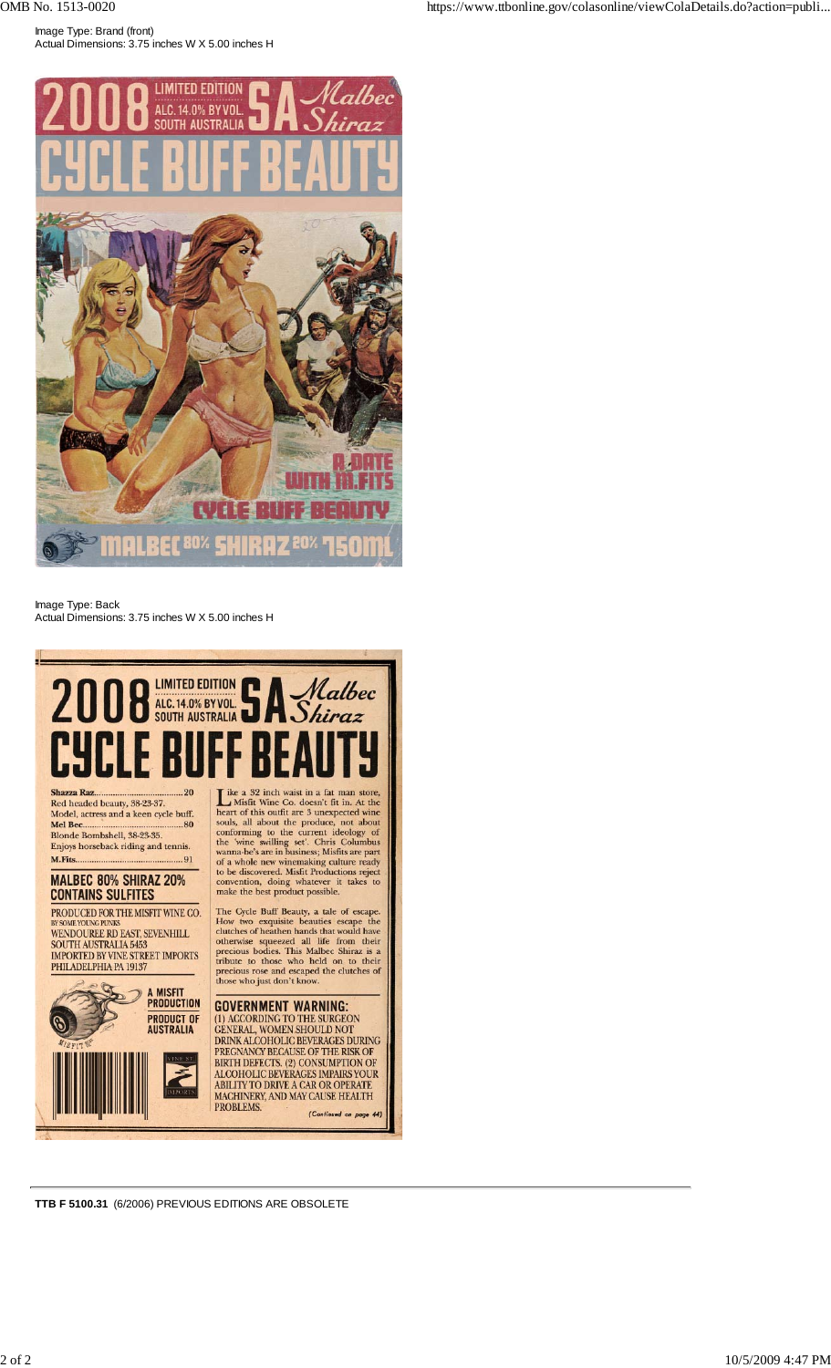Image Type: Brand (front)
Actual Dimensions: 3.75 inches W X 5.00 inches H

2008 LIMITED EDITION ALC. 14.0% BY VOL. SOUTH AUSTRALIA SA Malbec Shiraz

CYCLE BUFF BEAUTY

A DATE WITH M.FITS

CYCLE BUFF BEAUTY

MALBEC 80% SHIRAZ 20% 750ML

Image Type: Back
Actual Dimensions: 3.75 inches W X 5.00 inches H

2008 LIMITED EDITION ALC. 14.0% BY VOL. SOUTH AUSTRALIA SA Malbec Shiraz

# CYCLE BUFF BEAUTY

**Shazza Raz**........................................20
Red headed beauty, 38-23-37.
Model, actress and a keen cycle buff.
**Mel Bec**...............................................80
Blonde Bombshell, 38-23-35.
Enjoys horseback riding and tennis.
**M.Fits**..................................................91

**MALBEC 80% SHIRAZ 20%**
**CONTAINS SULFITES**

PRODUCED FOR THE MISFIT WINE CO.
BY SOME YOUNG PUNKS
WENDOUREE RD EAST, SEVENHILL
SOUTH AUSTRALIA 5453
IMPORTED BY VINE STREET IMPORTS
PHILADELPHIA PA 19137

A MISFIT PRODUCTION

PRODUCT OF AUSTRALIA

Like a 32 inch waist in a fat man store, Misfit Wine Co. doesn't fit in. At the heart of this outfit are 3 unexpected wine souls, all about the produce, not about conforming to the current ideology of the 'wine swilling set'. Chris Columbus wanna-be's are in business; Misfits are part of a whole new winemaking culture ready to be discovered. Misfit Productions reject convention, doing whatever it takes to make the best product possible.

The Cycle Buff Beauty, a tale of escape. How two exquisite beauties escape the clutches of heathen hands that would have otherwise squeezed all life from their precious bodies. This Malbec Shiraz is a tribute to those who held on to their precious rose and escaped the clutches of those who just don't know.

**GOVERNMENT WARNING:**
(1) ACCORDING TO THE SURGEON GENERAL, WOMEN SHOULD NOT DRINK ALCOHOLIC BEVERAGES DURING PREGNANCY BECAUSE OF THE RISK OF BIRTH DEFECTS. (2) CONSUMPTION OF ALCOHOLIC BEVERAGES IMPAIRS YOUR ABILITY TO DRIVE A CAR OR OPERATE MACHINERY, AND MAY CAUSE HEALTH PROBLEMS.

(Continued on page 44)

**TTB F 5100.31** (6/2006) PREVIOUS EDITIONS ARE OBSOLETE